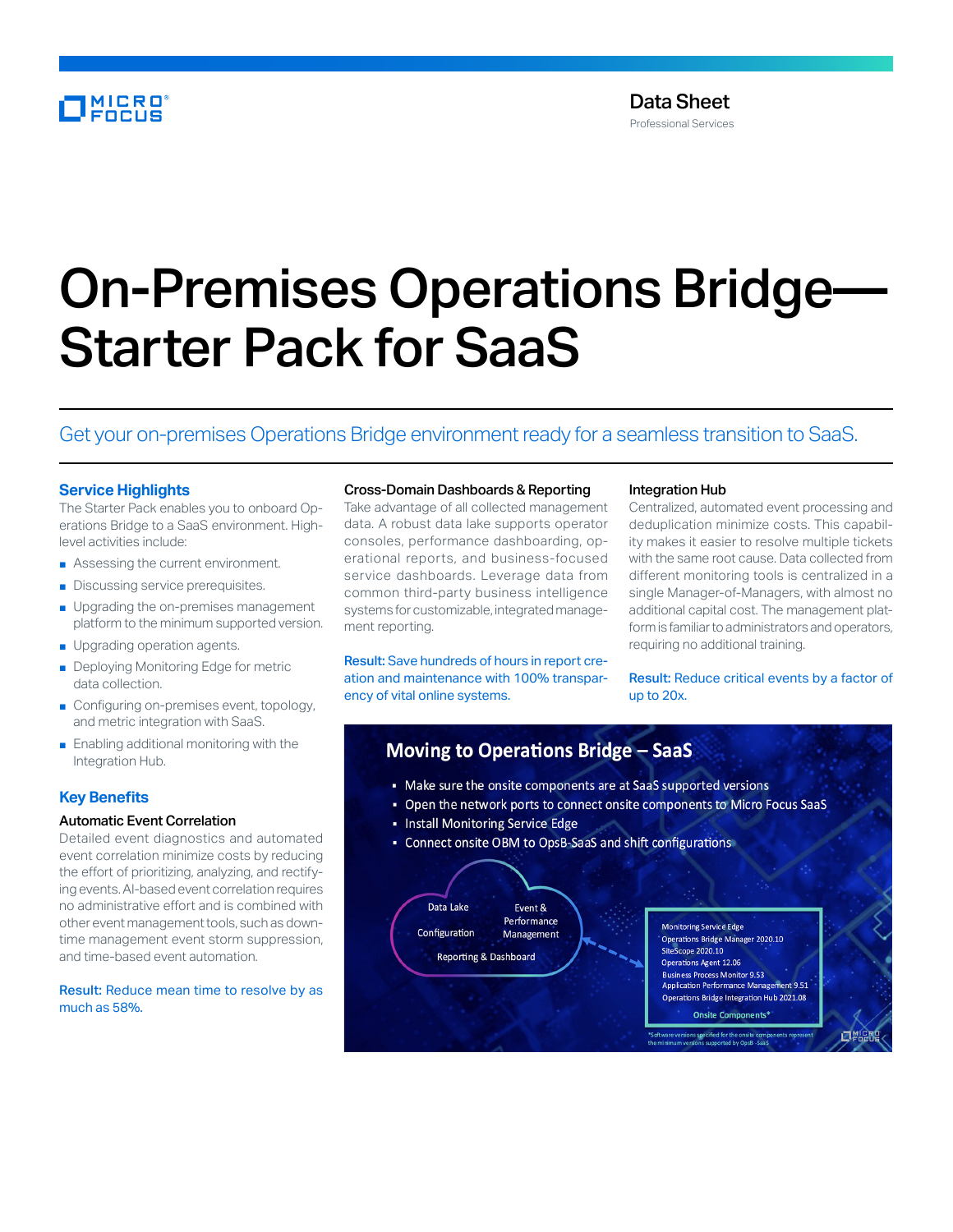Data Sheet
Professional Services

# On-Premises Operations Bridge—Starter Pack for SaaS

Get your on-premises Operations Bridge environment ready for a seamless transition to SaaS.

## Service Highlights

The Starter Pack enables you to onboard Operations Bridge to a SaaS environment. High-level activities include:

- Assessing the current environment.
- Discussing service prerequisites.
- Upgrading the on-premises management platform to the minimum supported version.
- Upgrading operation agents.
- Deploying Monitoring Edge for metric data collection.
- Configuring on-premises event, topology, and metric integration with SaaS.
- Enabling additional monitoring with the Integration Hub.

## Key Benefits

### Automatic Event Correlation

Detailed event diagnostics and automated event correlation minimize costs by reducing the effort of prioritizing, analyzing, and rectifying events. AI-based event correlation requires no administrative effort and is combined with other event management tools, such as downtime management event storm suppression, and time-based event automation.

**Result:** Reduce mean time to resolve by as much as 58%.

### Cross-Domain Dashboards & Reporting

Take advantage of all collected management data. A robust data lake supports operator consoles, performance dashboarding, operational reports, and business-focused service dashboards. Leverage data from common third-party business intelligence systems for customizable, integrated management reporting.

**Result:** Save hundreds of hours in report creation and maintenance with 100% transparency of vital online systems.

### Integration Hub

Centralized, automated event processing and deduplication minimize costs. This capability makes it easier to resolve multiple tickets with the same root cause. Data collected from different monitoring tools is centralized in a single Manager-of-Managers, with almost no additional capital cost. The management platform is familiar to administrators and operators, requiring no additional training.

**Result:** Reduce critical events by a factor of up to 20x.

### Moving to Operations Bridge – SaaS

- Make sure the onsite components are at SaaS supported versions
- Open the network ports to connect onsite components to Micro Focus SaaS
- Install Monitoring Service Edge
- Connect onsite OBM to OpsB-SaaS and shift configurations

Data Lake | Event & Performance Management | Configuration | Reporting & Dashboard

**Onsite Components\***
- Monitoring Service Edge
- Operations Bridge Manager 2020.10
- SiteScope 2020.10
- Operations Agent 12.06
- Business Process Monitor 9.53
- Application Performance Management 9.51
- Operations Bridge Integration Hub 2021.08

\*Software versions specified for the onsite components represent the minimum versions supported by OpsB-SaaS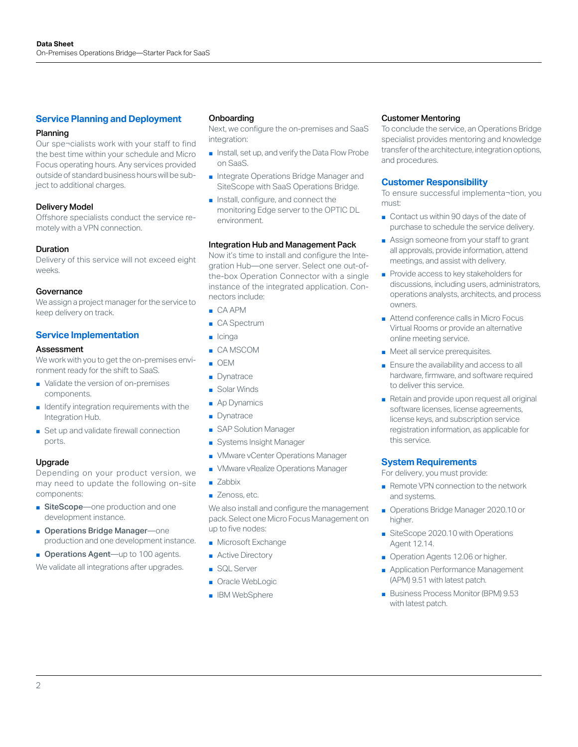## Service Planning and Deployment

### Planning

Our spe¬cialists work with your staff to find the best time within your schedule and Micro Focus operating hours. Any services provided outside of standard business hours will be sub-ject to additional charges.

### Delivery Model

Offshore specialists conduct the service re-motely with a VPN connection.

### Duration

Delivery of this service will not exceed eight weeks.

### Governance

We assign a project manager for the service to keep delivery on track.

## Service Implementation

### Assessment

We work with you to get the on-premises envi-ronment ready for the shift to SaaS.

- Validate the version of on-premises components.
- Identify integration requirements with the Integration Hub.
- Set up and validate firewall connection ports.

### Upgrade

Depending on your product version, we may need to update the following on-site components:

- **SiteScope**—one production and one development instance.
- **Operations Bridge Manager**—one production and one development instance.
- **Operations Agent**—up to 100 agents.

We validate all integrations after upgrades.

### Onboarding

Next, we configure the on-premises and SaaS integration:

- Install, set up, and verify the Data Flow Probe on SaaS.
- Integrate Operations Bridge Manager and SiteScope with SaaS Operations Bridge.
- Install, configure, and connect the monitoring Edge server to the OPTIC DL environment.

### Integration Hub and Management Pack

Now it's time to install and configure the Inte-gration Hub—one server. Select one out-of-the-box Operation Connector with a single instance of the integrated application. Con-nectors include:

- CA APM
- CA Spectrum
- Icinga
- CA MSCOM
- OEM
- Dynatrace
- Solar Winds
- Ap Dynamics
- Dynatrace
- SAP Solution Manager
- Systems Insight Manager
- VMware vCenter Operations Manager
- VMware vRealize Operations Manager
- Zabbix
- Zenoss, etc.

We also install and configure the management pack. Select one Micro Focus Management on up to five nodes:

- Microsoft Exchange
- Active Directory
- SQL Server
- Oracle WebLogic
- IBM WebSphere

### Customer Mentoring

To conclude the service, an Operations Bridge specialist provides mentoring and knowledge transfer of the architecture, integration options, and procedures.

## Customer Responsibility

To ensure successful implementa¬tion, you must:

- Contact us within 90 days of the date of purchase to schedule the service delivery.
- Assign someone from your staff to grant all approvals, provide information, attend meetings, and assist with delivery.
- Provide access to key stakeholders for discussions, including users, administrators, operations analysts, architects, and process owners.
- Attend conference calls in Micro Focus Virtual Rooms or provide an alternative online meeting service.
- Meet all service prerequisites.
- Ensure the availability and access to all hardware, firmware, and software required to deliver this service.
- Retain and provide upon request all original software licenses, license agreements, license keys, and subscription service registration information, as applicable for this service.

## System Requirements

For delivery, you must provide:

- Remote VPN connection to the network and systems.
- Operations Bridge Manager 2020.10 or higher.
- SiteScope 2020.10 with Operations Agent 12.14.
- Operation Agents 12.06 or higher.
- Application Performance Management (APM) 9.51 with latest patch.
- Business Process Monitor (BPM) 9.53 with latest patch.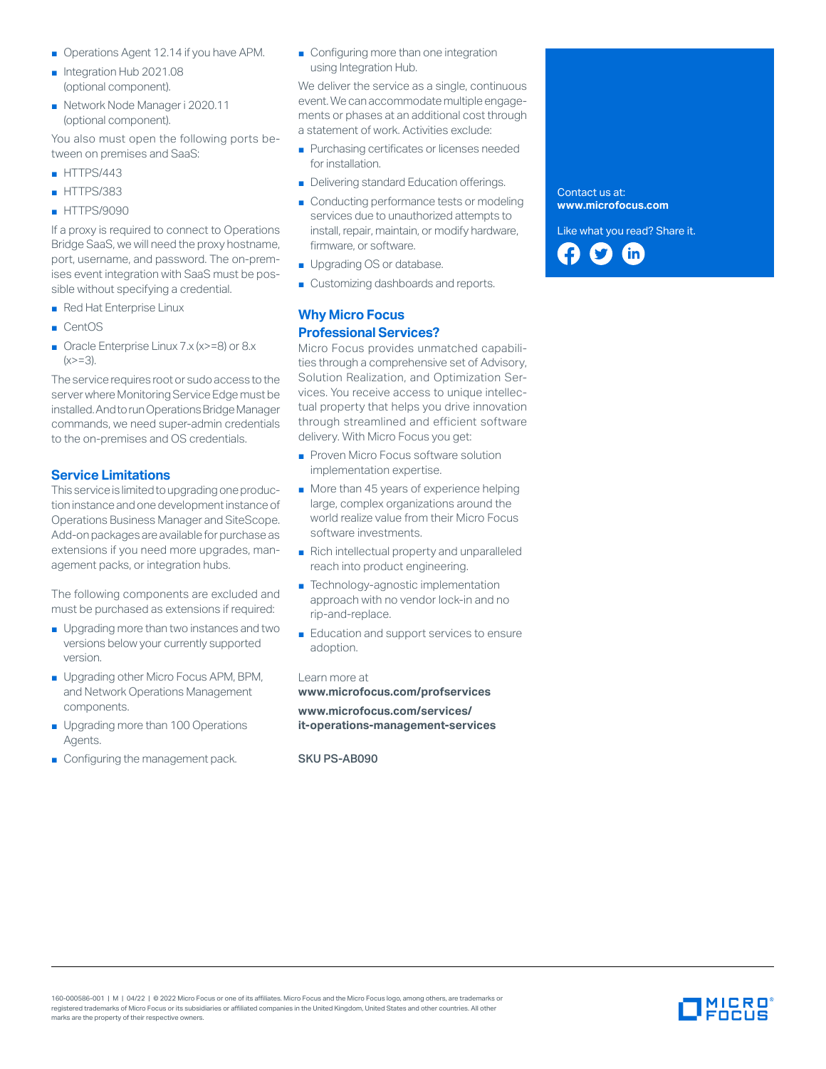- Operations Agent 12.14 if you have APM.
- Integration Hub 2021.08 (optional component).
- Network Node Manager i 2020.11 (optional component).

You also must open the following ports between on premises and SaaS:

- HTTPS/443
- HTTPS/383
- HTTPS/9090

If a proxy is required to connect to Operations Bridge SaaS, we will need the proxy hostname, port, username, and password. The on-premises event integration with SaaS must be possible without specifying a credential.

- Red Hat Enterprise Linux
- CentOS
- Oracle Enterprise Linux 7.x (x>=8) or 8.x (x>=3).

The service requires root or sudo access to the server where Monitoring Service Edge must be installed. And to run Operations Bridge Manager commands, we need super-admin credentials to the on-premises and OS credentials.

## Service Limitations

This service is limited to upgrading one production instance and one development instance of Operations Business Manager and SiteScope. Add-on packages are available for purchase as extensions if you need more upgrades, management packs, or integration hubs.

The following components are excluded and must be purchased as extensions if required:

- Upgrading more than two instances and two versions below your currently supported version.
- Upgrading other Micro Focus APM, BPM, and Network Operations Management components.
- Upgrading more than 100 Operations Agents.
- Configuring the management pack.
- Configuring more than one integration using Integration Hub.

We deliver the service as a single, continuous event. We can accommodate multiple engagements or phases at an additional cost through a statement of work. Activities exclude:

- Purchasing certificates or licenses needed for installation.
- Delivering standard Education offerings.
- Conducting performance tests or modeling services due to unauthorized attempts to install, repair, maintain, or modify hardware, firmware, or software.
- Upgrading OS or database.
- Customizing dashboards and reports.

## Why Micro Focus Professional Services?

Micro Focus provides unmatched capabilities through a comprehensive set of Advisory, Solution Realization, and Optimization Services. You receive access to unique intellectual property that helps you drive innovation through streamlined and efficient software delivery. With Micro Focus you get:

- Proven Micro Focus software solution implementation expertise.
- More than 45 years of experience helping large, complex organizations around the world realize value from their Micro Focus software investments.
- Rich intellectual property and unparalleled reach into product engineering.
- Technology-agnostic implementation approach with no vendor lock-in and no rip-and-replace.
- Education and support services to ensure adoption.

Learn more at
**www.microfocus.com/profservices**

**www.microfocus.com/services/it-operations-management-services**

**SKU PS-AB090**

Contact us at:
**www.microfocus.com**

Like what you read? Share it.

160-000586-001 | M | 04/22 | © 2022 Micro Focus or one of its affiliates. Micro Focus and the Micro Focus logo, among others, are trademarks or registered trademarks of Micro Focus or its subsidiaries or affiliated companies in the United Kingdom, United States and other countries. All other marks are the property of their respective owners.